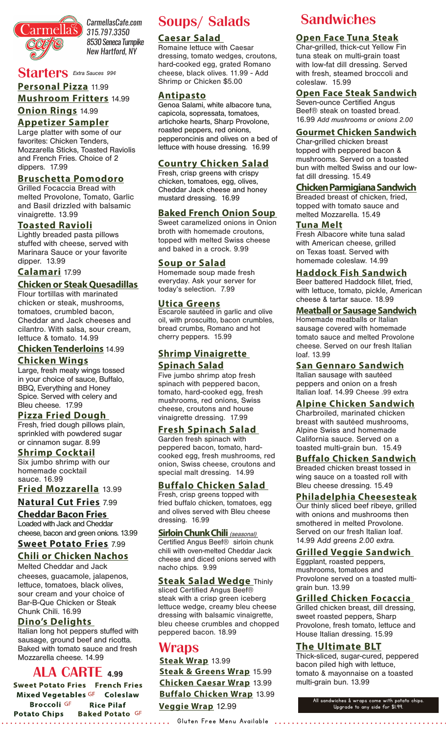# Carmella's Cafe

CarmellasCafe.com
315.797.3350
8530 Seneca Turnpike
New Hartford, NY

## Starters

*Extra Sauces 99¢*

**Personal Pizza** 11.99

**Mushroom Fritters** 14.99

**Onion Rings** 14.99

**Appetizer Sampler**
Large platter with some of our favorites: Chicken Tenders, Mozzarella Sticks, Toasted Raviolis and French Fries. Choice of 2 dippers. 17.99

**Bruschetta Pomodoro**
Grilled Focaccia Bread with melted Provolone, Tomato, Garlic and Basil drizzled with balsamic vinaigrette. 13.99

**Toasted Ravioli**
Lightly breaded pasta pillows stuffed with cheese, served with Marinara Sauce or your favorite dipper. 13.99

**Calamari** 17.99

**Chicken or Steak Quesadillas**
Flour tortillas with marinated chicken or steak, mushrooms, tomatoes, crumbled bacon, Cheddar and Jack cheeses and cilantro. With salsa, sour cream, lettuce & tomato. 14.99

**Chicken Tenderloins** 14.99

**Chicken Wings**
Large, fresh meaty wings tossed in your choice of sauce, Buffalo, BBQ, Everything and Honey Spice. Served with celery and Bleu cheese. 17.99

**Pizza Fried Dough**
Fresh, fried dough pillows plain, sprinkled with powdered sugar or cinnamon sugar. 8.99

**Shrimp Cocktail**
Six jumbo shrimp with our homemade cocktail sauce. 16.99

**Fried Mozzarella** 13.99

**Natural Cut Fries** 7.99

**Cheddar Bacon Fries**
Loaded with Jack and Cheddar cheese, bacon and green onions. 13.99

**Sweet Potato Fries** 7.99

**Chili or Chicken Nachos**
Melted Cheddar and Jack cheeses, guacamole, jalapenos, lettuce, tomatoes, black olives, sour cream and your choice of Bar-B-Que Chicken or Steak Chunk Chili. 16.99

**Dino's Delights**
Italian long hot peppers stuffed with sausage, ground beef and ricotta. Baked with tomato sauce and fresh Mozzarella cheese. 14.99

## ALA CARTE 4.99

Sweet Potato Fries, French Fries, Mixed Vegetables GF, Coleslaw, Broccoli GF, Rice Pilaf, Potato Chips, Baked Potato GF

## Soups/ Salads

**Caesar Salad**
Romaine lettuce with Caesar dressing, tomato wedges, croutons, hard-cooked egg, grated Romano cheese, black olives. 11.99 - Add Shrimp or Chicken $5.00

**Antipasto**
Genoa Salami, white albacore tuna, capicola, sopressata, tomatoes, artichoke hearts, Sharp Provolone, roasted peppers, red onions, pepperoncinis and olives on a bed of lettuce with house dressing. 16.99

**Country Chicken Salad**
Fresh, crisp greens with crispy chicken, tomatoes, egg, olives, Cheddar Jack cheese and honey mustard dressing. 16.99

**Baked French Onion Soup**
Sweet caramelized onions in Onion broth with homemade croutons, topped with melted Swiss cheese and baked in a crock. 9.99

**Soup or Salad**
Homemade soup made fresh everyday. Ask your server for today's selection. 7.99

**Utica Greens**
Escarole sautéed in garlic and olive oil, with proscuitto, bacon crumbles, bread crumbs, Romano and hot cherry peppers. 15.99

**Shrimp Vinaigrette Spinach Salad**
Five jumbo shrimp atop fresh spinach with peppered bacon, tomato, hard-cooked egg, fresh mushrooms, red onions, Swiss cheese, croutons and house vinaigrette dressing. 17.99

**Fresh Spinach Salad**
Garden fresh spinach with peppered bacon, tomato, hard-cooked egg, fresh mushrooms, red onion, Swiss cheese, croutons and special malt dressing. 14.99

**Buffalo Chicken Salad**
Fresh, crisp greens topped with fried buffalo chicken, tomatoes, egg and olives served with Bleu cheese dressing. 16.99

**Sirloin Chunk Chili** *(seasonal)*
Certified Angus Beef® sirloin chunk chili with oven-melted Cheddar Jack cheese and diced onions served with nacho chips. 9.99

**Steak Salad Wedge** Thinly sliced Certified Angus Beef® steak with a crisp green iceberg lettuce wedge, creamy bleu cheese dressing with balsamic vinaigrette, bleu cheese crumbles and chopped peppered bacon. 18.99

## Wraps

**Steak Wrap** 13.99

**Steak & Greens Wrap** 15.99

**Chicken Caesar Wrap** 13.99

**Buffalo Chicken Wrap** 13.99

**Veggie Wrap** 12.99

## Sandwiches

**Open Face Tuna Steak**
Char-grilled, thick-cut Yellow Fin tuna steak on multi-grain toast with low-fat dill dressing. Served with fresh, steamed broccoli and coleslaw. 15.99

**Open Face Steak Sandwich**
Seven-ounce Certified Angus Beef® steak on toasted bread. 16.99 *Add mushrooms or onions 2.00*

**Gourmet Chicken Sandwich**
Char-grilled chicken breast topped with peppered bacon & mushrooms. Served on a toasted bun with melted Swiss and our low-fat dill dressing. 15.49

**Chicken Parmigiana Sandwich**
Breaded breast of chicken, fried, topped with tomato sauce and melted Mozzarella. 15.49

**Tuna Melt**
Fresh Albacore white tuna salad with American cheese, grilled on Texas toast. Served with homemade coleslaw. 14.99

**Haddock Fish Sandwich**
Beer battered Haddock fillet, fried, with lettuce, tomato, pickle, American cheese & tartar sauce. 18.99

**Meatball or Sausage Sandwich**
Homemade meatballs or Italian sausage covered with homemade tomato sauce and melted Provolone cheese. Served on our fresh Italian loaf. 13.99

**San Gennaro Sandwich**
Italian sausage with sautéed peppers and onion on a fresh Italian loaf. 14.99 Cheese .99 extra

**Alpine Chicken Sandwich**
Charbroiled, marinated chicken breast with sautéed mushrooms, Alpine Swiss and homemade California sauce. Served on a toasted multi-grain bun. 15.49

**Buffalo Chicken Sandwich**
Breaded chicken breast tossed in wing sauce on a toasted roll with Bleu cheese dressing. 15.49

**Philadelphia Cheesesteak**
Our thinly sliced beef ribeye, grilled with onions and mushrooms then smothered in melted Provolone. Served on our fresh Italian loaf. 14.99 *Add greens 2.00 extra.*

**Grilled Veggie Sandwich**
Eggplant, roasted peppers, mushrooms, tomatoes and Provolone served on a toasted multi-grain bun. 13.99

**Grilled Chicken Focaccia**
Grilled chicken breast, dill dressing, sweet roasted peppers, Sharp Provolone, fresh tomato, lettuce and House Italian dressing. 15.99

**The Ultimate BLT**
Thick-sliced, sugar-cured, peppered bacon piled high with lettuce, tomato & mayonnaise on a toasted multi-grain bun. 13.99

All sandwiches & wraps come with potato chips. Upgrade to any side for $1.99.

Gluten Free Menu Available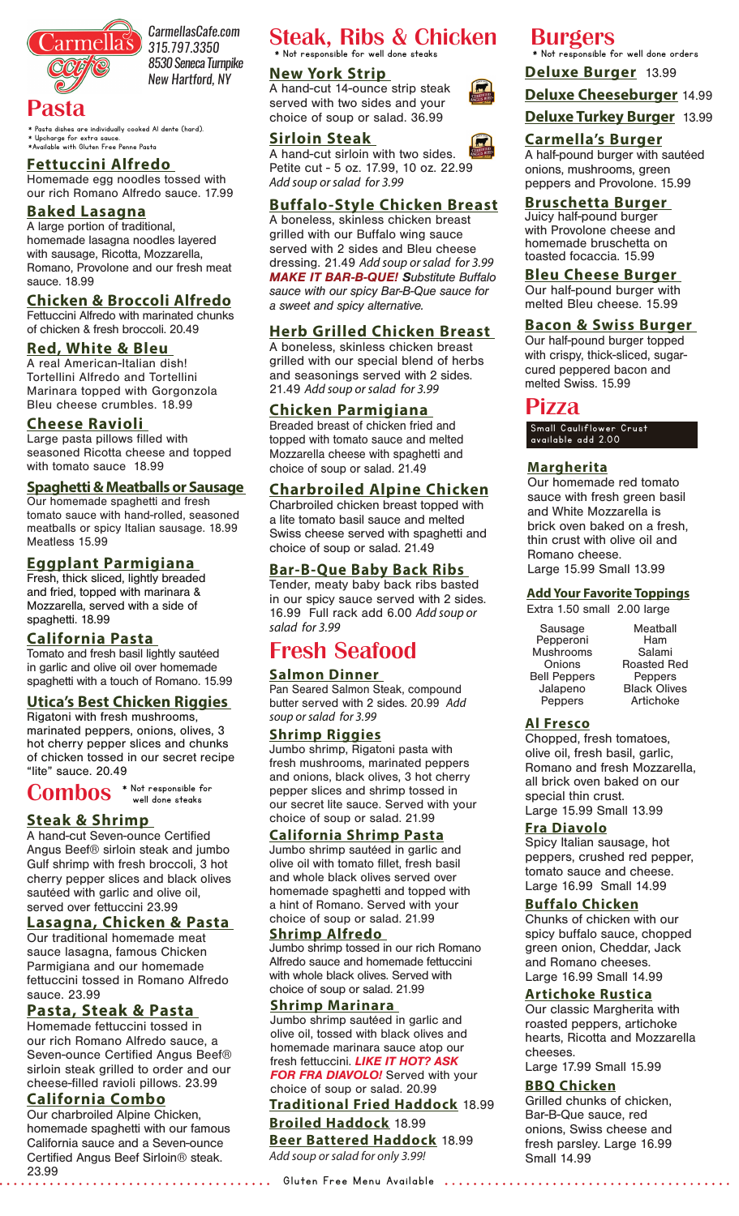Carmella's Cafe

CarmellasCafe.com
315.797.3350
8530 Seneca Turnpike
New Hartford, NY

# Pasta

* Pasta dishes are individually cooked Al dente (hard).
* Upcharge for extra sauce.
*Available with Gluten Free Penne Pasta

### Fettuccini Alfredo
Homemade egg noodles tossed with our rich Romano Alfredo sauce. 17.99

### Baked Lasagna
A large portion of traditional, homemade lasagna noodles layered with sausage, Ricotta, Mozzarella, Romano, Provolone and our fresh meat sauce. 18.99

### Chicken & Broccoli Alfredo
Fettuccini Alfredo with marinated chunks of chicken & fresh broccoli. 20.49

### Red, White & Bleu
A real American-Italian dish! Tortellini Alfredo and Tortellini Marinara topped with Gorgonzola Bleu cheese crumbles. 18.99

### Cheese Ravioli
Large pasta pillows filled with seasoned Ricotta cheese and topped with tomato sauce 18.99

### Spaghetti & Meatballs or Sausage
Our homemade spaghetti and fresh tomato sauce with hand-rolled, seasoned meatballs or spicy Italian sausage. 18.99 Meatless 15.99

### Eggplant Parmigiana
Fresh, thick sliced, lightly breaded and fried, topped with marinara & Mozzarella, served with a side of spaghetti. 18.99

### California Pasta
Tomato and fresh basil lightly sautéed in garlic and olive oil over homemade spaghetti with a touch of Romano. 15.99

### Utica's Best Chicken Riggies
Rigatoni with fresh mushrooms, marinated peppers, onions, olives, 3 hot cherry pepper slices and chunks of chicken tossed in our secret recipe "lite" sauce. 20.49

# Combos
* Not responsible for well done steaks

### Steak & Shrimp
A hand-cut Seven-ounce Certified Angus Beef® sirloin steak and jumbo Gulf shrimp with fresh broccoli, 3 hot cherry pepper slices and black olives sautéed with garlic and olive oil, served over fettuccini 23.99

### Lasagna, Chicken & Pasta
Our traditional homemade meat sauce lasagna, famous Chicken Parmigiana and our homemade fettuccini tossed in Romano Alfredo sauce. 23.99

### Pasta, Steak & Pasta
Homemade fettuccini tossed in our rich Romano Alfredo sauce, a Seven-ounce Certified Angus Beef® sirloin steak grilled to order and our cheese-filled ravioli pillows. 23.99

### California Combo
Our charbroiled Alpine Chicken, homemade spaghetti with our famous California sauce and a Seven-ounce Certified Angus Beef Sirloin® steak. 23.99

# Steak, Ribs & Chicken
* Not responsible for well done steaks

### New York Strip
A hand-cut 14-ounce strip steak served with two sides and your choice of soup or salad. 36.99

### Sirloin Steak
A hand-cut sirloin with two sides. Petite cut - 5 oz. 17.99, 10 oz. 22.99 *Add soup or salad for 3.99*

### Buffalo-Style Chicken Breast
A boneless, skinless chicken breast grilled with our Buffalo wing sauce served with 2 sides and Bleu cheese dressing. 21.49 *Add soup or salad for 3.99*
***MAKE IT BAR-B-QUE!*** *Substitute Buffalo sauce with our spicy Bar-B-Que sauce for a sweet and spicy alternative.*

### Herb Grilled Chicken Breast
A boneless, skinless chicken breast grilled with our special blend of herbs and seasonings served with 2 sides. 21.49 *Add soup or salad for 3.99*

### Chicken Parmigiana
Breaded breast of chicken fried and topped with tomato sauce and melted Mozzarella cheese with spaghetti and choice of soup or salad. 21.49

### Charbroiled Alpine Chicken
Charbroiled chicken breast topped with a lite tomato basil sauce and melted Swiss cheese served with spaghetti and choice of soup or salad. 21.49

### Bar-B-Que Baby Back Ribs
Tender, meaty baby back ribs basted in our spicy sauce served with 2 sides. 16.99 Full rack add 6.00 *Add soup or salad for 3.99*

# Fresh Seafood

### Salmon Dinner
Pan Seared Salmon Steak, compound butter served with 2 sides. 20.99 *Add soup or salad for 3.99*

### Shrimp Riggies
Jumbo shrimp, Rigatoni pasta with fresh mushrooms, marinated peppers and onions, black olives, 3 hot cherry pepper slices and shrimp tossed in our secret lite sauce. Served with your choice of soup or salad. 21.99

### California Shrimp Pasta
Jumbo shrimp sautéed in garlic and olive oil with tomato fillet, fresh basil and whole black olives served over homemade spaghetti and topped with a hint of Romano. Served with your choice of soup or salad. 21.99

### Shrimp Alfredo
Jumbo shrimp tossed in our rich Romano Alfredo sauce and homemade fettuccini with whole black olives. Served with choice of soup or salad. 21.99

### Shrimp Marinara
Jumbo shrimp sautéed in garlic and olive oil, tossed with black olives and homemade marinara sauce atop our fresh fettuccini. ***LIKE IT HOT? ASK FOR FRA DIAVOLO!*** Served with your choice of soup or salad. 20.99

### Traditional Fried Haddock 18.99

### Broiled Haddock 18.99

### Beer Battered Haddock 18.99
*Add soup or salad for only 3.99!*

# Burgers
* Not responsible for well done orders

### Deluxe Burger 13.99

### Deluxe Cheeseburger 14.99

### Deluxe Turkey Burger 13.99

### Carmella's Burger
A half-pound burger with sautéed onions, mushrooms, green peppers and Provolone. 15.99

### Bruschetta Burger
Juicy half-pound burger with Provolone cheese and homemade bruschetta on toasted focaccia. 15.99

### Bleu Cheese Burger
Our half-pound burger with melted Bleu cheese. 15.99

### Bacon & Swiss Burger
Our half-pound burger topped with crispy, thick-sliced, sugar-cured peppered bacon and melted Swiss. 15.99

# Pizza
Small Cauliflower Crust available add 2.00

### Margherita
Our homemade red tomato sauce with fresh green basil and White Mozzarella is brick oven baked on a fresh, thin crust with olive oil and Romano cheese.
Large 15.99 Small 13.99

### Add Your Favorite Toppings
Extra 1.50 small 2.00 large

| | |
|---|---|
| Sausage | Meatball |
| Pepperoni | Ham |
| Mushrooms | Salami |
| Onions | Roasted Red Peppers |
| Bell Peppers | Black Olives |
| Jalapeno Peppers | Artichoke |

### Al Fresco
Chopped, fresh tomatoes, olive oil, fresh basil, garlic, Romano and fresh Mozzarella, all brick oven baked on our special thin crust.
Large 15.99 Small 13.99

### Fra Diavolo
Spicy Italian sausage, hot peppers, crushed red pepper, tomato sauce and cheese.
Large 16.99 Small 14.99

### Buffalo Chicken
Chunks of chicken with our spicy buffalo sauce, chopped green onion, Cheddar, Jack and Romano cheeses.
Large 16.99 Small 14.99

### Artichoke Rustica
Our classic Margherita with roasted peppers, artichoke hearts, Ricotta and Mozzarella cheeses.
Large 17.99 Small 15.99

### BBQ Chicken
Grilled chunks of chicken, Bar-B-Que sauce, red onions, Swiss cheese and fresh parsley. Large 16.99 Small 14.99

Gluten Free Menu Available